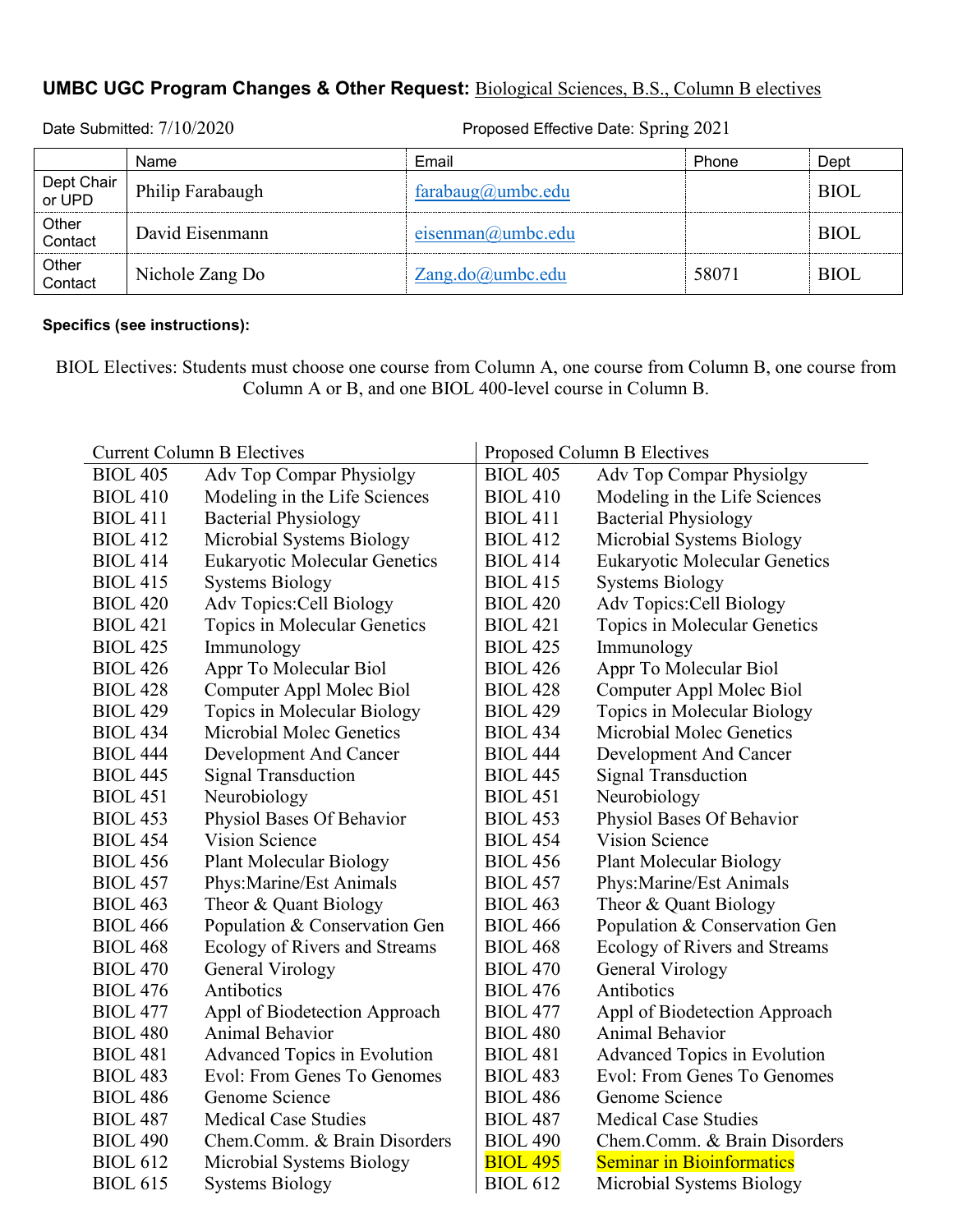**UMBC UGC Program Changes & Other Request:** Biological Sciences, B.S., Column B electives

Date Submitted: 7/10/2020 Proposed Effective Date: Spring 2021

| | Name | Email | Phone | Dept |
|---|---|---|---|---|
| Dept Chair or UPD | Philip Farabaugh | farabaug@umbc.edu | | BIOL |
| Other Contact | David Eisenmann | eisenman@umbc.edu | | BIOL |
| Other Contact | Nichole Zang Do | Zang.do@umbc.edu | 58071 | BIOL |

**Specifics (see instructions):**

BIOL Electives: Students must choose one course from Column A, one course from Column B, one course from Column A or B, and one BIOL 400-level course in Column B.

| Current Column B Electives | | Proposed Column B Electives | |
|---|---|---|---|
| BIOL 405 | Adv Top Compar Physiolgy | BIOL 405 | Adv Top Compar Physiolgy |
| BIOL 410 | Modeling in the Life Sciences | BIOL 410 | Modeling in the Life Sciences |
| BIOL 411 | Bacterial Physiology | BIOL 411 | Bacterial Physiology |
| BIOL 412 | Microbial Systems Biology | BIOL 412 | Microbial Systems Biology |
| BIOL 414 | Eukaryotic Molecular Genetics | BIOL 414 | Eukaryotic Molecular Genetics |
| BIOL 415 | Systems Biology | BIOL 415 | Systems Biology |
| BIOL 420 | Adv Topics:Cell Biology | BIOL 420 | Adv Topics:Cell Biology |
| BIOL 421 | Topics in Molecular Genetics | BIOL 421 | Topics in Molecular Genetics |
| BIOL 425 | Immunology | BIOL 425 | Immunology |
| BIOL 426 | Appr To Molecular Biol | BIOL 426 | Appr To Molecular Biol |
| BIOL 428 | Computer Appl Molec Biol | BIOL 428 | Computer Appl Molec Biol |
| BIOL 429 | Topics in Molecular Biology | BIOL 429 | Topics in Molecular Biology |
| BIOL 434 | Microbial Molec Genetics | BIOL 434 | Microbial Molec Genetics |
| BIOL 444 | Development And Cancer | BIOL 444 | Development And Cancer |
| BIOL 445 | Signal Transduction | BIOL 445 | Signal Transduction |
| BIOL 451 | Neurobiology | BIOL 451 | Neurobiology |
| BIOL 453 | Physiol Bases Of Behavior | BIOL 453 | Physiol Bases Of Behavior |
| BIOL 454 | Vision Science | BIOL 454 | Vision Science |
| BIOL 456 | Plant Molecular Biology | BIOL 456 | Plant Molecular Biology |
| BIOL 457 | Phys:Marine/Est Animals | BIOL 457 | Phys:Marine/Est Animals |
| BIOL 463 | Theor & Quant Biology | BIOL 463 | Theor & Quant Biology |
| BIOL 466 | Population & Conservation Gen | BIOL 466 | Population & Conservation Gen |
| BIOL 468 | Ecology of Rivers and Streams | BIOL 468 | Ecology of Rivers and Streams |
| BIOL 470 | General Virology | BIOL 470 | General Virology |
| BIOL 476 | Antibotics | BIOL 476 | Antibotics |
| BIOL 477 | Appl of Biodetection Approach | BIOL 477 | Appl of Biodetection Approach |
| BIOL 480 | Animal Behavior | BIOL 480 | Animal Behavior |
| BIOL 481 | Advanced Topics in Evolution | BIOL 481 | Advanced Topics in Evolution |
| BIOL 483 | Evol: From Genes To Genomes | BIOL 483 | Evol: From Genes To Genomes |
| BIOL 486 | Genome Science | BIOL 486 | Genome Science |
| BIOL 487 | Medical Case Studies | BIOL 487 | Medical Case Studies |
| BIOL 490 | Chem.Comm. & Brain Disorders | BIOL 490 | Chem.Comm. & Brain Disorders |
| BIOL 612 | Microbial Systems Biology | BIOL 495 | Seminar in Bioinformatics |
| BIOL 615 | Systems Biology | BIOL 612 | Microbial Systems Biology |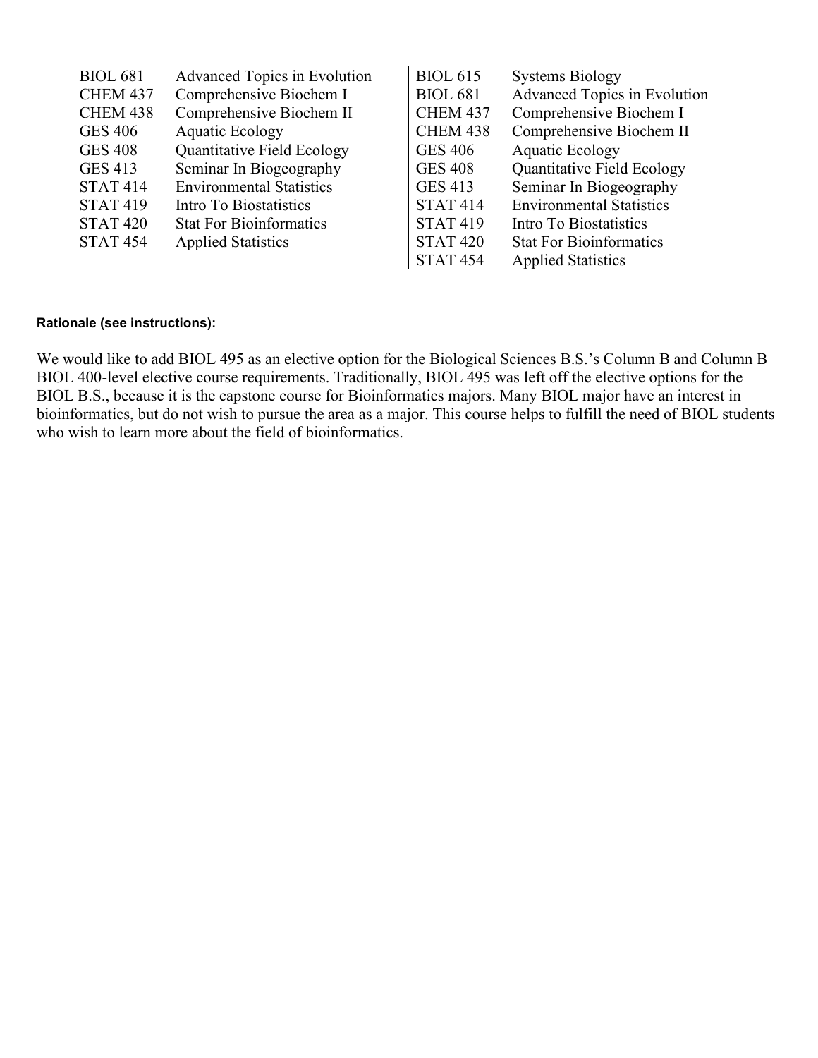| | | | | |
|---|---|---|---|---|
| BIOL 681 | Advanced Topics in Evolution | | BIOL 615 | Systems Biology |
| CHEM 437 | Comprehensive Biochem I | | BIOL 681 | Advanced Topics in Evolution |
| CHEM 438 | Comprehensive Biochem II | | CHEM 437 | Comprehensive Biochem I |
| GES 406 | Aquatic Ecology | | CHEM 438 | Comprehensive Biochem II |
| GES 408 | Quantitative Field Ecology | | GES 406 | Aquatic Ecology |
| GES 413 | Seminar In Biogeography | | GES 408 | Quantitative Field Ecology |
| STAT 414 | Environmental Statistics | | GES 413 | Seminar In Biogeography |
| STAT 419 | Intro To Biostatistics | | STAT 414 | Environmental Statistics |
| STAT 420 | Stat For Bioinformatics | | STAT 419 | Intro To Biostatistics |
| STAT 454 | Applied Statistics | | STAT 420 | Stat For Bioinformatics |
| | | | STAT 454 | Applied Statistics |

**Rationale (see instructions):**

We would like to add BIOL 495 as an elective option for the Biological Sciences B.S.'s Column B and Column B BIOL 400-level elective course requirements. Traditionally, BIOL 495 was left off the elective options for the BIOL B.S., because it is the capstone course for Bioinformatics majors. Many BIOL major have an interest in bioinformatics, but do not wish to pursue the area as a major. This course helps to fulfill the need of BIOL students who wish to learn more about the field of bioinformatics.